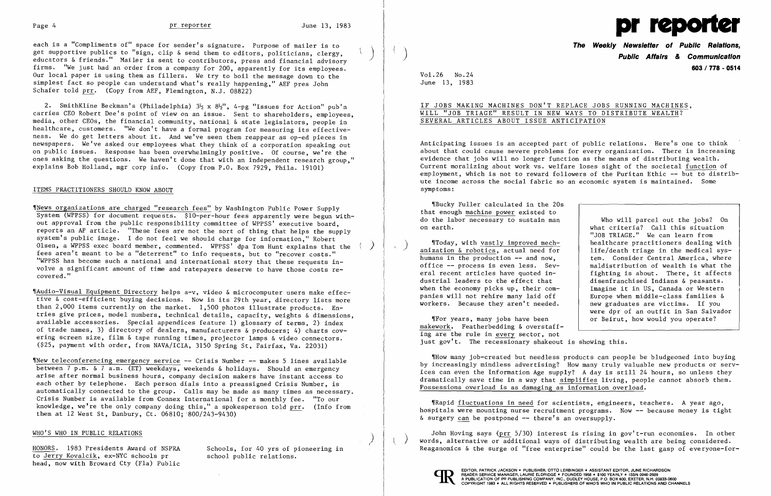each is a "Compliments of" space for sender's signature. Purpose of mailer is to get supportive publics to "sign, clip & send them to editors, politicians, clergy, educators & friends." Mailer is sent to contributors, press and financial advisory firms. "We just had an order from a company for 200, apparently for its employees. Our local paper is using them as fillers. We try to boil the message down to the simplest fact so people can understand what's really happening," AEF pres John Schafer told prr. (Copy from AEF, Flemington, N.J. 08822)

2. SmithKline Beckman's (Philadelphia) 3½ x 8½", 4-pg "Issues for Action" pub'n carries CEO Robert Dee's point of view on an issue. Sent to shareholders, employees, media, other CEOs, the financial community, national & state legislators, people in healthcare, customers. "We don't have a formal program for measuring its effectiveness. We do get letters about it. And we've seen them reappear as op-ed pieces in newspapers. We've asked our employees what they think of a corporation speaking out on public issues. Response has been overwhelmingly positive. Of course, we're the ones asking the questions. We haven't done that with an independent research group," explains Bob Holland, mgr corp info. (Copy from P.O. Box 7929, Phila. 19101)

## ITEMS PRACTITIONERS SHOULD KNOW ABOUT

¶News organizations are charged "research fees" by Washington Public Power Supply System (WPPSS) for document requests. $10-per-hour fees apparently were begun without approval from the public responsibility committee of WPPSS' executive board, reports an AP article. "These fees are not the sort of thing that helps the supply system's public image. I do not feel we should charge for information," Robert Olsen, a WPPSS exec board member, commented. WPPSS' dpa Tom Hunt explains that the fees aren't meant to be a "deterrent" to info requests, but to "recover costs." "WPPSS has become such a national and international story that these requests involve a significant amount of time and ratepayers deserve to have those costs recovered."

¶Audio-Visual Equipment Directory helps a-v, video & microcomputer users make effective & cost-efficient buying decisions. Now in its 29th year, directory lists more than 2,000 items currently on the market. 1,500 photos illustrate products. Entries give prices, model numbers, technical details, capacity, weights & dimensions, available accessories. Special appendices feature 1) glossary of terms, 2) index of trade names, 3) directory of dealers, manufacturers & producers; 4) charts covering screen size, film & tape running times, projector lamps & video connectors. ($25, payment with order, from NAVA/ICIA, 3150 Spring St, Fairfax, Va. 22031)

¶New teleconferencing emergency service -- Crisis Number -- makes 5 lines available between 7 p.m. & 7 a.m. (ET) weekdays, weekends & holidays. Should an emergency arise after normal business hours, company decision makers have instant access to each other by telephone. Each person dials into a preassigned Crisis Number, is automatically connected to the group. Calls may be made as many times as necessary. Crisis Number is available from Connex International for a monthly fee. "To our knowledge, we're the only company doing this," a spokesperson told prr. (Info from them at 12 West St, Danbury, Ct. 06810; 800/243-9430)

## WHO'S WHO IN PUBLIC RELATIONS

HONORS. 1983 Presidents Award of NSPRA to Jerry Kovalcik, ex-NYC schools pr head, now with Broward Cty (Fla) Public Schools, for 40 yrs of pioneering in school public relations.

# pr reporter

**The Weekly Newsletter of Public Relations, Public Affairs & Communication**

**603 / 778 - 0514**

Vol.26 No.24
June 13, 1983

## IF JOBS MAKING MACHINES DON'T REPLACE JOBS RUNNING MACHINES, WILL "JOB TRIAGE" RESULT IN NEW WAYS TO DISTRIBUTE WEALTH? SEVERAL ARTICLES ABOUT ISSUE ANTICIPATION

Anticipating issues is an accepted part of public relations. Here's one to think about that could cause severe problems for every organization. There is increasing evidence that jobs will no longer function as the means of distributing wealth. Current moralizing about work vs. welfare loses sight of the societal function of employment, which is not to reward followers of the Puritan Ethic -- but to distribute income across the social fabric so an economic system is maintained. Some symptoms:

¶Bucky Fuller calculated in the 20s that enough machine power existed to do the labor necessary to sustain man on earth.

¶Today, with vastly improved mechanization & robotics, actual need for humans in the production -- and now, office -- process is even less. Several recent articles have quoted industrial leaders to the effect that when the economy picks up, their companies will not rehire many laid off workers. Because they aren't needed.

¶For years, many jobs have been makework. Featherbedding & overstaffing are the rule in every sector, not just gov't. The recessionary shakeout is showing this.

> Who will parcel out the jobs? On what criteria? Call this situation "JOB TRIAGE." We can learn from healthcare practitioners dealing with life/death triage in the medical system. Consider Central America, where maldistribution of wealth is what the fighting is about. There, it affects disenfranchised Indians & peasants. Imagine it in US, Canada or Western Europe when middle-class families & new graduates are victims. If you were dpr of an outfit in San Salvador or Beirut, how would you operate?

¶How many job-created but needless products can people be bludgeoned into buying by increasingly mindless advertising? How many truly valuable new products or services can even the Information Age supply? A day is still 24 hours, so unless they dramatically save time in a way that simplifies living, people cannot absorb them. Possessions overload is as damaging as information overload.

¶Rapid fluctuations in need for scientists, engineers, teachers. A year ago, hospitals were mounting nurse recruitment programs. Now -- because money is tight & surgery can be postponed -- there's an oversupply.

John Hoving says (prr 5/30) interest is rising in gov't-run economies. In other words, alternative or additional ways of distributing wealth are being considered. Reaganomics & the surge of "free enterprise" could be the last gasp of everyone-for-

EDITOR, PATRICK JACKSON • PUBLISHER, OTTO LERBINGER • ASSISTANT EDITOR, JUNE RICHARDSON
READER SERVICE MANAGER, LAURIE ELDRIDGE • FOUNDED 1958 • $100 YEARLY • ISSN 0048-2609
A PUBLICATION OF PR PUBLISHING COMPANY, INC., DUDLEY HOUSE, P.O. BOX 600, EXETER, N.H. 03833-0600
COPYRIGHT 1983 • ALL RIGHTS RESERVED • PUBLISHERS OF WHO'S WHO IN PUBLIC RELATIONS AND CHANNELS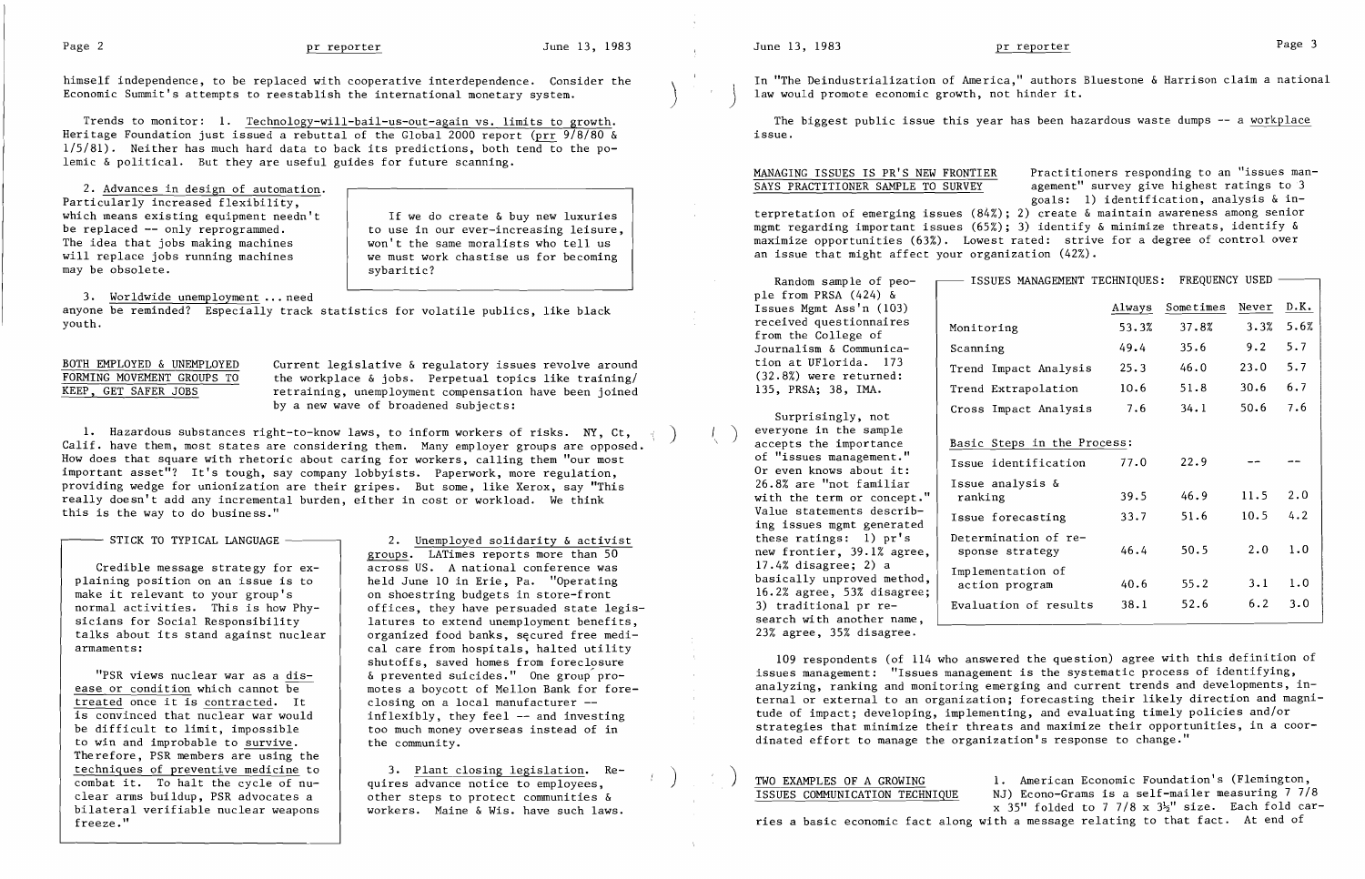himself independence, to be replaced with cooperative interdependence. Consider the Economic Summit's attempts to reestablish the international monetary system.

Trends to monitor: 1. Technology-will-bail-us-out-again vs. limits to growth. Heritage Foundation just issued a rebuttal of the Global 2000 report (prr 9/8/80 & 1/5/81). Neither has much hard data to back its predictions, both tend to the polemic & political. But they are useful guides for future scanning.

2. Advances in design of automation. Particularly increased flexibility, which means existing equipment needn't be replaced -- only reprogrammed. The idea that jobs making machines will replace jobs running machines may be obsolete.

> If we do create & buy new luxuries to use in our ever-increasing leisure, won't the same moralists who tell us we must work chastise us for becoming sybaritic?

3. Worldwide unemployment ... need anyone be reminded? Especially track statistics for volatile publics, like black youth.

## BOTH EMPLOYED & UNEMPLOYED FORMING MOVEMENT GROUPS TO KEEP, GET SAFER JOBS

Current legislative & regulatory issues revolve around the workplace & jobs. Perpetual topics like training/retraining, unemployment compensation have been joined by a new wave of broadened subjects:

1. Hazardous substances right-to-know laws, to inform workers of risks. NY, Ct, Calif. have them, most states are considering them. Many employer groups are opposed. How does that square with rhetoric about caring for workers, calling them "our most important asset"? It's tough, say company lobbyists. Paperwork, more regulation, providing wedge for unionization are their gripes. But some, like Xerox, say "This really doesn't add any incremental burden, either in cost or workload. We think this is the way to do business."

> **STICK TO TYPICAL LANGUAGE**
>
> Credible message strategy for explaining position on an issue is to make it relevant to your group's normal activities. This is how Physicians for Social Responsibility talks about its stand against nuclear armaments:
>
> "PSR views nuclear war as a disease or condition which cannot be treated once it is contracted. It is convinced that nuclear war would be difficult to limit, impossible to win and improbable to survive. Therefore, PSR members are using the techniques of preventive medicine to combat it. To halt the cycle of nuclear arms buildup, PSR advocates a bilateral verifiable nuclear weapons freeze."

2. Unemployed solidarity & activist groups. LATimes reports more than 50 across US. A national conference was held June 10 in Erie, Pa. "Operating on shoestring budgets in store-front offices, they have persuaded state legislatures to extend unemployment benefits, organized food banks, secured free medical care from hospitals, halted utility shutoffs, saved homes from foreclosure & prevented suicides." One group promotes a boycott of Mellon Bank for foreclosing on a local manufacturer -- inflexibly, they feel -- and investing too much money overseas instead of in the community.

3. Plant closing legislation. Requires advance notice to employees, other steps to protect communities & workers. Maine & Wis. have such laws. In "The Deindustrialization of America," authors Bluestone & Harrison claim a national law would promote economic growth, not hinder it.

The biggest public issue this year has been hazardous waste dumps -- a workplace issue.

## MANAGING ISSUES IS PR'S NEW FRONTIER SAYS PRACTITIONER SAMPLE TO SURVEY

Practitioners responding to an "issues management" survey give highest ratings to 3 goals: 1) identification, analysis & interpretation of emerging issues (84%); 2) create & maintain awareness among senior mgmt regarding important issues (65%); 3) identify & minimize threats, identify & maximize opportunities (63%). Lowest rated: strive for a degree of control over an issue that might affect your organization (42%).

Random sample of people from PRSA (424) & Issues Mgmt Ass'n (103) received questionnaires from the College of Journalism & Communication at UFlorida. 173 (32.8%) were returned: 135, PRSA; 38, IMA.

Surprisingly, not everyone in the sample accepts the importance of "issues management." Or even knows about it: 26.8% are "not familiar with the term or concept." Value statements describing issues mgmt generated these ratings: 1) pr's new frontier, 39.1% agree, 17.4% disagree; 2) a basically unproved method, 16.2% agree, 53% disagree; 3) traditional pr research with another name, 23% agree, 35% disagree.

**ISSUES MANAGEMENT TECHNIQUES: FREQUENCY USED**

| | Always | Sometimes | Never | D.K. |
|---|---|---|---|---|
| Monitoring | 53.3% | 37.8% | 3.3% | 5.6% |
| Scanning | 49.4 | 35.6 | 9.2 | 5.7 |
| Trend Impact Analysis | 25.3 | 46.0 | 23.0 | 5.7 |
| Trend Extrapolation | 10.6 | 51.8 | 30.6 | 6.7 |
| Cross Impact Analysis | 7.6 | 34.1 | 50.6 | 7.6 |
| **Basic Steps in the Process:** | | | | |
| Issue identification | 77.0 | 22.9 | -- | -- |
| Issue analysis & ranking | 39.5 | 46.9 | 11.5 | 2.0 |
| Issue forecasting | 33.7 | 51.6 | 10.5 | 4.2 |
| Determination of response strategy | 46.4 | 50.5 | 2.0 | 1.0 |
| Implementation of action program | 40.6 | 55.2 | 3.1 | 1.0 |
| Evaluation of results | 38.1 | 52.6 | 6.2 | 3.0 |

109 respondents (of 114 who answered the question) agree with this definition of issues management: "Issues management is the systematic process of identifying, analyzing, ranking and monitoring emerging and current trends and developments, internal or external to an organization; forecasting their likely direction and magnitude of impact; developing, implementing, and evaluating timely policies and/or strategies that minimize their threats and maximize their opportunities, in a coordinated effort to manage the organization's response to change."

## TWO EXAMPLES OF A GROWING ISSUES COMMUNICATION TECHNIQUE

1. American Economic Foundation's (Flemington, NJ) Econo-Grams is a self-mailer measuring 7 7/8 x 35" folded to 7 7/8 x 3½" size. Each fold carries a basic economic fact along with a message relating to that fact. At end of